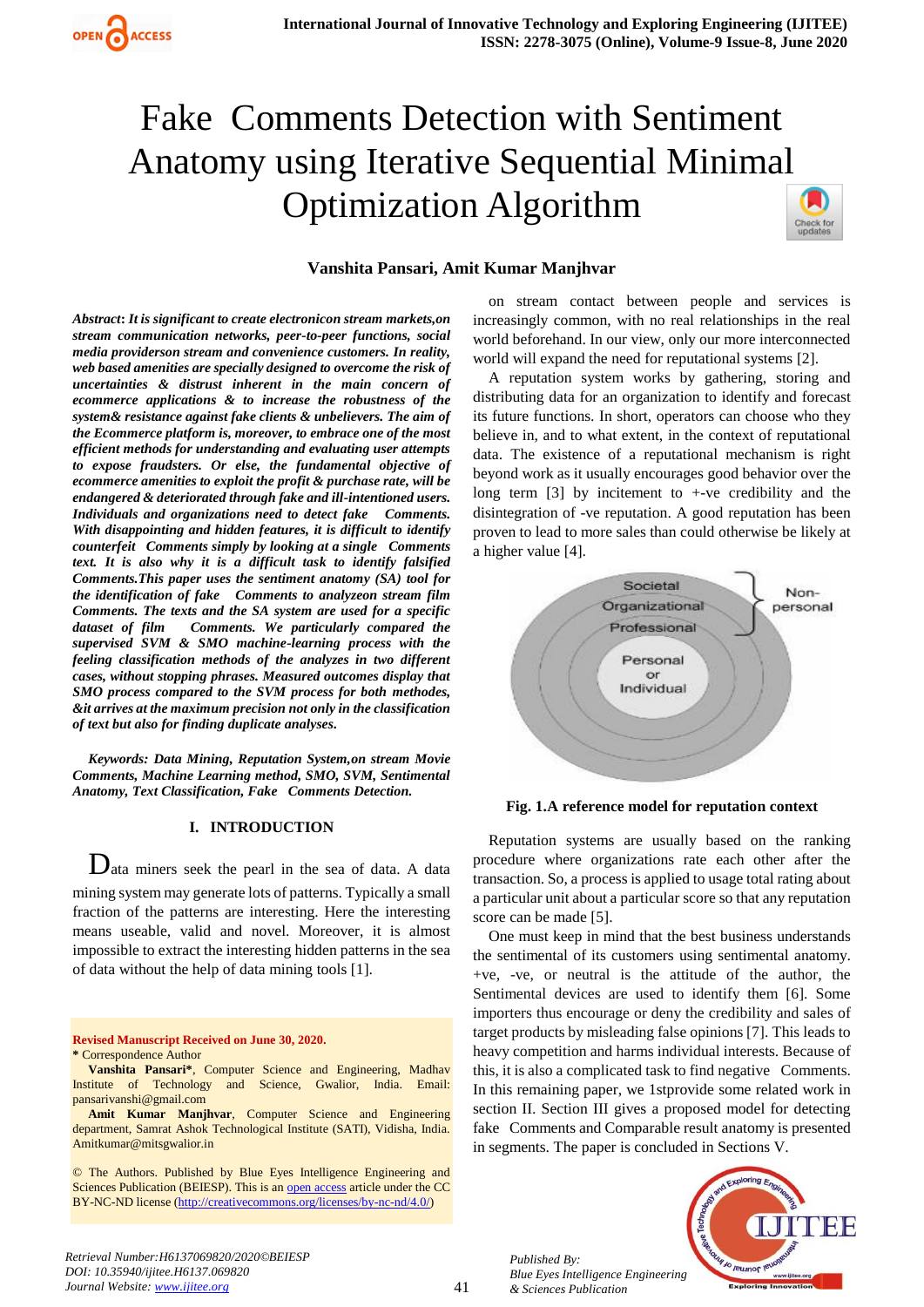# Fake Comments Detection with Sentiment Anatomy using Iterative Sequential Minimal Optimization Algorithm

**Vanshita Pansari, Amit Kumar Manjhvar**

***Abstract**: It is significant to create electronicon stream markets,on stream communication networks, peer-to-peer functions, social media providerson stream and convenience customers. In reality, web based amenities are specially designed to overcome the risk of uncertainties & distrust inherent in the main concern of ecommerce applications & to increase the robustness of the system& resistance against fake clients & unbelievers. The aim of the Ecommerce platform is, moreover, to embrace one of the most efficient methods for understanding and evaluating user attempts to expose fraudsters. Or else, the fundamental objective of ecommerce amenities to exploit the profit & purchase rate, will be endangered & deteriorated through fake and ill-intentioned users. Individuals and organizations need to detect fake Comments. With disappointing and hidden features, it is difficult to identify counterfeit Comments simply by looking at a single Comments text. It is also why it is a difficult task to identify falsified Comments.This paper uses the sentiment anatomy (SA) tool for the identification of fake Comments to analyzeon stream film Comments. The texts and the SA system are used for a specific dataset of film Comments. We particularly compared the supervised SVM & SMO machine-learning process with the feeling classification methods of the analyzes in two different cases, without stopping phrases. Measured outcomes display that SMO process compared to the SVM process for both methodes, &it arrives at the maximum precision not only in the classification of text but also for finding duplicate analyses.*

***Keywords**: Data Mining, Reputation System,on stream Movie Comments, Machine Learning method, SMO, SVM, Sentimental Anatomy, Text Classification, Fake Comments Detection.*

## I. INTRODUCTION

Data miners seek the pearl in the sea of data. A data mining system may generate lots of patterns. Typically a small fraction of the patterns are interesting. Here the interesting means useable, valid and novel. Moreover, it is almost impossible to extract the interesting hidden patterns in the sea of data without the help of data mining tools [1].

**Revised Manuscript Received on June 30, 2020.**

\* Correspondence Author

**Vanshita Pansari\***, Computer Science and Engineering, Madhav Institute of Technology and Science, Gwalior, India. Email: pansarivanshi@gmail.com

**Amit Kumar Manjhvar**, Computer Science and Engineering department, Samrat Ashok Technological Institute (SATI), Vidisha, India. Amitkumar@mitsgwalior.in

© The Authors. Published by Blue Eyes Intelligence Engineering and Sciences Publication (BEIESP). This is an open access article under the CC BY-NC-ND license (http://creativecommons.org/licenses/by-nc-nd/4.0/)

on stream contact between people and services is increasingly common, with no real relationships in the real world beforehand. In our view, only our more interconnected world will expand the need for reputational systems [2].

A reputation system works by gathering, storing and distributing data for an organization to identify and forecast its future functions. In short, operators can choose who they believe in, and to what extent, in the context of reputational data. The existence of a reputational mechanism is right beyond work as it usually encourages good behavior over the long term [3] by incitement to +-ve credibility and the disintegration of -ve reputation. A good reputation has been proven to lead to more sales than could otherwise be likely at a higher value [4].

Societal
Organizational
Professional
Personal or Individual
Non-personal

**Fig. 1.A reference model for reputation context**

Reputation systems are usually based on the ranking procedure where organizations rate each other after the transaction. So, a process is applied to usage total rating about a particular unit about a particular score so that any reputation score can be made [5].

One must keep in mind that the best business understands the sentimental of its customers using sentimental anatomy. +ve, -ve, or neutral is the attitude of the author, the Sentimental devices are used to identify them [6]. Some importers thus encourage or deny the credibility and sales of target products by misleading false opinions [7]. This leads to heavy competition and harms individual interests. Because of this, it is also a complicated task to find negative Comments. In this remaining paper, we 1stprovide some related work in section II. Section III gives a proposed model for detecting fake Comments and Comparable result anatomy is presented in segments. The paper is concluded in Sections V.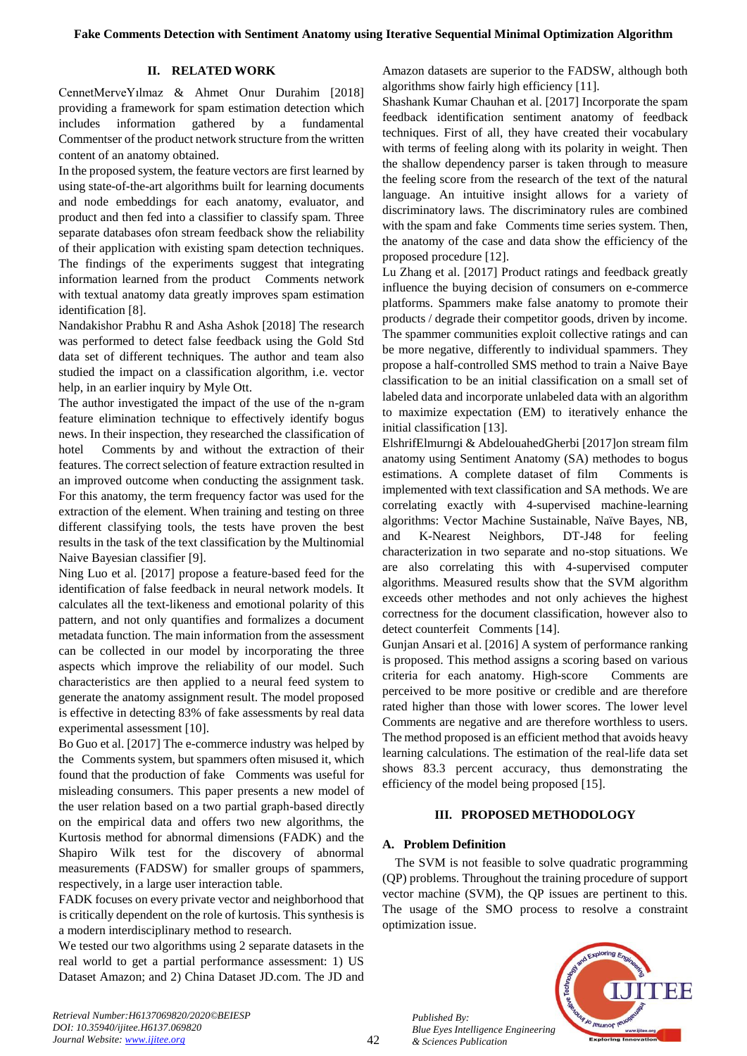## II. RELATED WORK

CennetMerveYılmaz & Ahmet Onur Durahim [2018] providing a framework for spam estimation detection which includes information gathered by a fundamental Commentser of the product network structure from the written content of an anatomy obtained.

In the proposed system, the feature vectors are first learned by using state-of-the-art algorithms built for learning documents and node embeddings for each anatomy, evaluator, and product and then fed into a classifier to classify spam. Three separate databases ofon stream feedback show the reliability of their application with existing spam detection techniques. The findings of the experiments suggest that integrating information learned from the product Comments network with textual anatomy data greatly improves spam estimation identification [8].

Nandakishor Prabhu R and Asha Ashok [2018] The research was performed to detect false feedback using the Gold Std data set of different techniques. The author and team also studied the impact on a classification algorithm, i.e. vector help, in an earlier inquiry by Myle Ott.

The author investigated the impact of the use of the n-gram feature elimination technique to effectively identify bogus news. In their inspection, they researched the classification of hotel Comments by and without the extraction of their features. The correct selection of feature extraction resulted in an improved outcome when conducting the assignment task. For this anatomy, the term frequency factor was used for the extraction of the element. When training and testing on three different classifying tools, the tests have proven the best results in the task of the text classification by the Multinomial Naive Bayesian classifier [9].

Ning Luo et al. [2017] propose a feature-based feed for the identification of false feedback in neural network models. It calculates all the text-likeness and emotional polarity of this pattern, and not only quantifies and formalizes a document metadata function. The main information from the assessment can be collected in our model by incorporating the three aspects which improve the reliability of our model. Such characteristics are then applied to a neural feed system to generate the anatomy assignment result. The model proposed is effective in detecting 83% of fake assessments by real data experimental assessment [10].

Bo Guo et al. [2017] The e-commerce industry was helped by the Comments system, but spammers often misused it, which found that the production of fake Comments was useful for misleading consumers. This paper presents a new model of the user relation based on a two partial graph-based directly on the empirical data and offers two new algorithms, the Kurtosis method for abnormal dimensions (FADK) and the Shapiro Wilk test for the discovery of abnormal measurements (FADSW) for smaller groups of spammers, respectively, in a large user interaction table.

FADK focuses on every private vector and neighborhood that is critically dependent on the role of kurtosis. This synthesis is a modern interdisciplinary method to research.

We tested our two algorithms using 2 separate datasets in the real world to get a partial performance assessment: 1) US Dataset Amazon; and 2) China Dataset JD.com. The JD and Amazon datasets are superior to the FADSW, although both algorithms show fairly high efficiency [11].

Shashank Kumar Chauhan et al. [2017] Incorporate the spam feedback identification sentiment anatomy of feedback techniques. First of all, they have created their vocabulary with terms of feeling along with its polarity in weight. Then the shallow dependency parser is taken through to measure the feeling score from the research of the text of the natural language. An intuitive insight allows for a variety of discriminatory laws. The discriminatory rules are combined with the spam and fake Comments time series system. Then, the anatomy of the case and data show the efficiency of the proposed procedure [12].

Lu Zhang et al. [2017] Product ratings and feedback greatly influence the buying decision of consumers on e-commerce platforms. Spammers make false anatomy to promote their products / degrade their competitor goods, driven by income. The spammer communities exploit collective ratings and can be more negative, differently to individual spammers. They propose a half-controlled SMS method to train a Naive Baye classification to be an initial classification on a small set of labeled data and incorporate unlabeled data with an algorithm to maximize expectation (EM) to iteratively enhance the initial classification [13].

ElshrifElmurngi & AbdelouahedGherbi [2017]on stream film anatomy using Sentiment Anatomy (SA) methodes to bogus estimations. A complete dataset of film Comments is implemented with text classification and SA methods. We are correlating exactly with 4-supervised machine-learning algorithms: Vector Machine Sustainable, Naïve Bayes, NB, and K-Nearest Neighbors, DT-J48 for feeling characterization in two separate and no-stop situations. We are also correlating this with 4-supervised computer algorithms. Measured results show that the SVM algorithm exceeds other methodes and not only achieves the highest correctness for the document classification, however also to detect counterfeit Comments [14].

Gunjan Ansari et al. [2016] A system of performance ranking is proposed. This method assigns a scoring based on various criteria for each anatomy. High-score Comments are perceived to be more positive or credible and are therefore rated higher than those with lower scores. The lower level Comments are negative and are therefore worthless to users. The method proposed is an efficient method that avoids heavy learning calculations. The estimation of the real-life data set shows 83.3 percent accuracy, thus demonstrating the efficiency of the model being proposed [15].

## III. PROPOSED METHODOLOGY

### A. Problem Definition

The SVM is not feasible to solve quadratic programming (QP) problems. Throughout the training procedure of support vector machine (SVM), the QP issues are pertinent to this. The usage of the SMO process to resolve a constraint optimization issue.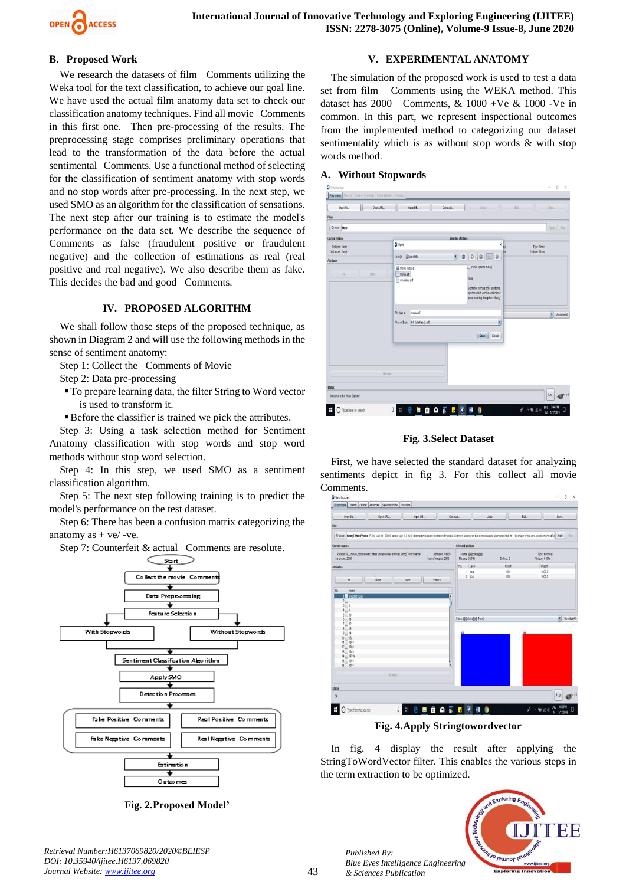### B. Proposed Work

We research the datasets of film Comments utilizing the Weka tool for the text classification, to achieve our goal line. We have used the actual film anatomy data set to check our classification anatomy techniques. Find all movie Comments in this first one. Then pre-processing of the results. The preprocessing stage comprises preliminary operations that lead to the transformation of the data before the actual sentimental Comments. Use a functional method of selecting for the classification of sentiment anatomy with stop words and no stop words after pre-processing. In the next step, we used SMO as an algorithm for the classification of sensations. The next step after our training is to estimate the model's performance on the data set. We describe the sequence of Comments as false (fraudulent positive or fraudulent negative) and the collection of estimations as real (real positive and real negative). We also describe them as fake. This decides the bad and good Comments.

## IV. PROPOSED ALGORITHM

We shall follow those steps of the proposed technique, as shown in Diagram 2 and will use the following methods in the sense of sentiment anatomy:

Step 1: Collect the Comments of Movie

Step 2: Data pre-processing

- To prepare learning data, the filter String to Word vector is used to transform it.
- Before the classifier is trained we pick the attributes.

Step 3: Using a task selection method for Sentiment Anatomy classification with stop words and stop word methods without stop word selection.

Step 4: In this step, we used SMO as a sentiment classification algorithm.

Step 5: The next step following training is to predict the model's performance on the test dataset.

Step 6: There has been a confusion matrix categorizing the anatomy as + ve/ -ve.

Step 7: Counterfeit & actual Comments are resolute.

Fig. 2.Proposed Model'

## V. EXPERIMENTAL ANATOMY

The simulation of the proposed work is used to test a data set from film Comments using the WEKA method. This dataset has 2000 Comments, & 1000 +Ve & 1000 -Ve in common. In this part, we represent inspectional outcomes from the implemented method to categorizing our dataset sentimentality which is as without stop words & with stop words method.

### A. Without Stopwords

Fig. 3.Select Dataset

First, we have selected the standard dataset for analyzing sentiments depict in fig 3. For this collect all movie Comments.

Fig. 4.Apply Stringtowordvector

In fig. 4 display the result after applying the StringToWordVector filter. This enables the various steps in the term extraction to be optimized.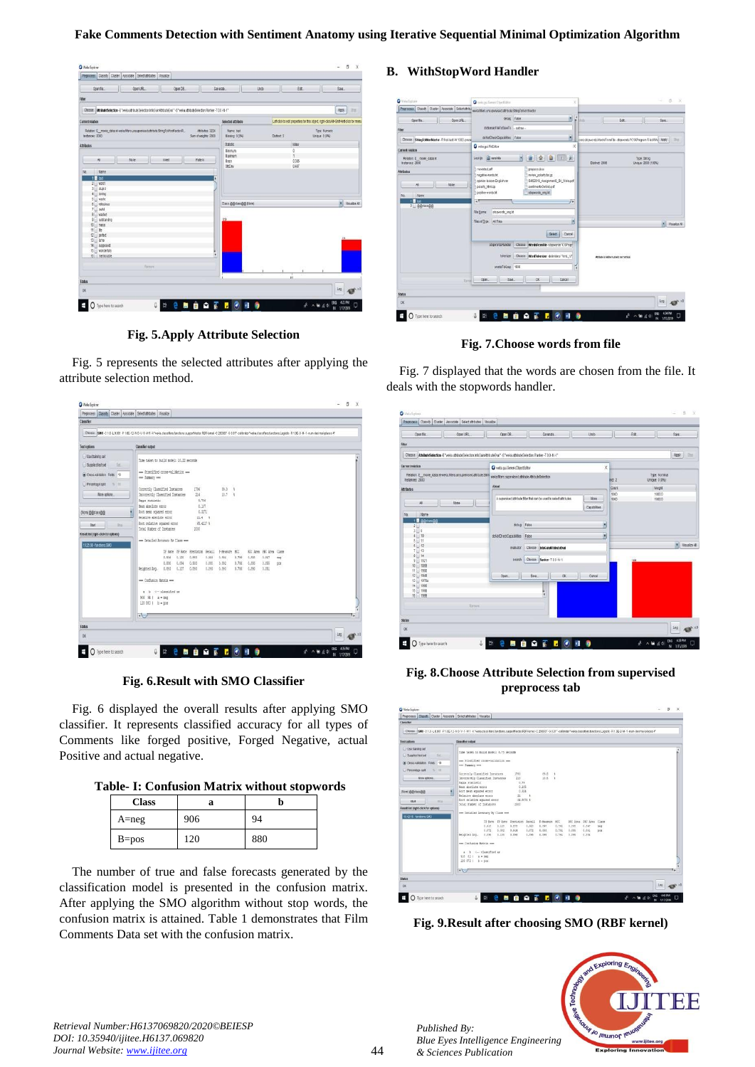Fig. 5.Apply Attribute Selection

Fig. 5 represents the selected attributes after applying the attribute selection method.

Fig. 6.Result with SMO Classifier

Fig. 6 displayed the overall results after applying SMO classifier. It represents classified accuracy for all types of Comments like forged positive, Forged Negative, actual Positive and actual negative.

**Table- I: Confusion Matrix without stopwords**

| Class | a | b |
|---|---|---|
| A=neg | 906 | 94 |
| B=pos | 120 | 880 |

The number of true and false forecasts generated by the classification model is presented in the confusion matrix. After applying the SMO algorithm without stop words, the confusion matrix is attained. Table 1 demonstrates that Film Comments Data set with the confusion matrix.

## B. WithStopWord Handler

Fig. 7.Choose words from file

Fig. 7 displayed that the words are chosen from the file. It deals with the stopwords handler.

Fig. 8.Choose Attribute Selection from supervised preprocess tab

Fig. 9.Result after choosing SMO (RBF kernel)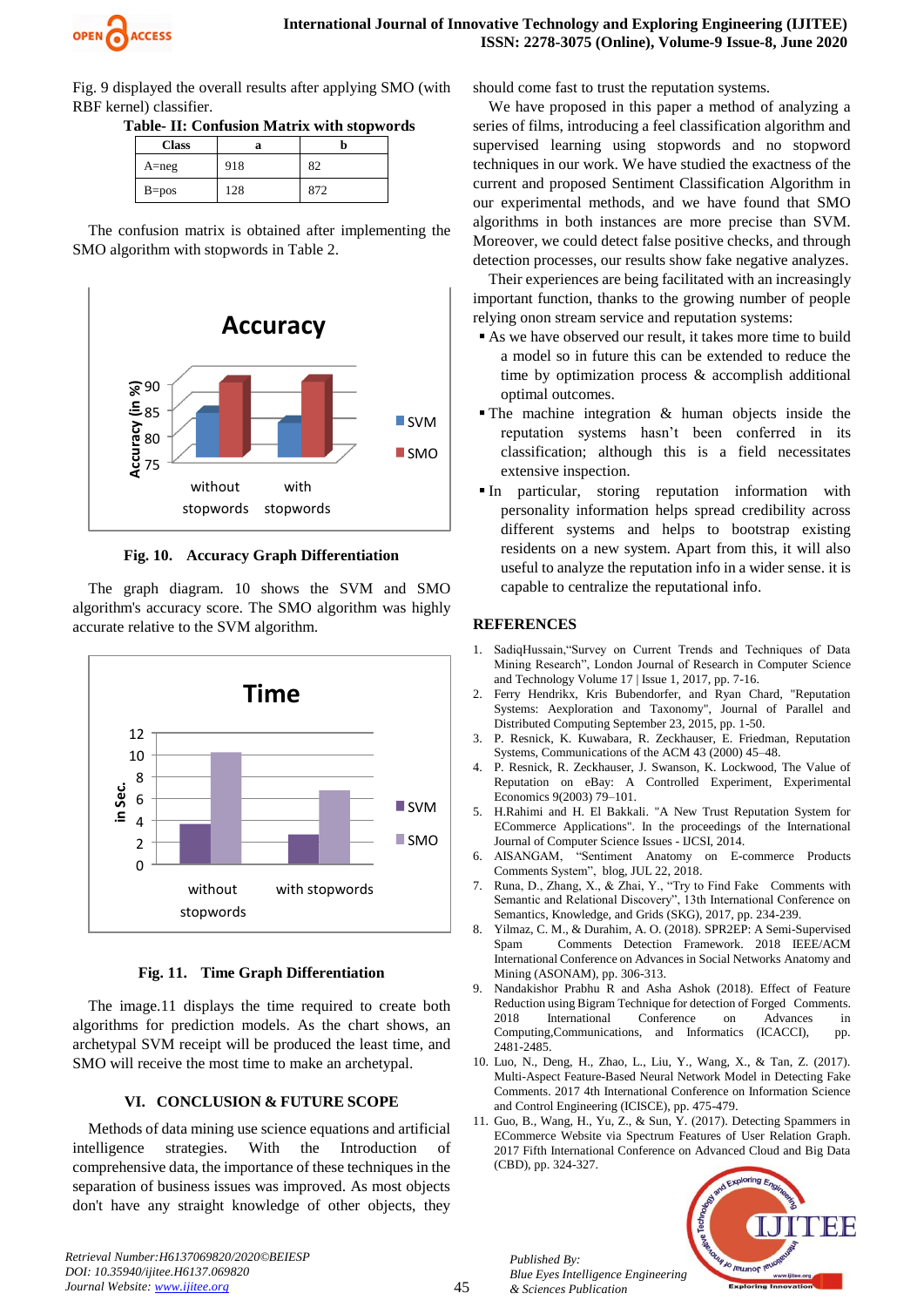Fig. 9 displayed the overall results after applying SMO (with RBF kernel) classifier.

**Table- II: Confusion Matrix with stopwords**

| Class | a | b |
|---|---|---|
| A=neg | 918 | 82 |
| B=pos | 128 | 872 |

The confusion matrix is obtained after implementing the SMO algorithm with stopwords in Table 2.

**Fig. 10. Accuracy Graph Differentiation**

The graph diagram. 10 shows the SVM and SMO algorithm's accuracy score. The SMO algorithm was highly accurate relative to the SVM algorithm.

**Fig. 11. Time Graph Differentiation**

The image.11 displays the time required to create both algorithms for prediction models. As the chart shows, an archetypal SVM receipt will be produced the least time, and SMO will receive the most time to make an archetypal.

## VI. CONCLUSION & FUTURE SCOPE

Methods of data mining use science equations and artificial intelligence strategies. With the Introduction of comprehensive data, the importance of these techniques in the separation of business issues was improved. As most objects don't have any straight knowledge of other objects, they should come fast to trust the reputation systems.

We have proposed in this paper a method of analyzing a series of films, introducing a feel classification algorithm and supervised learning using stopwords and no stopword techniques in our work. We have studied the exactness of the current and proposed Sentiment Classification Algorithm in our experimental methods, and we have found that SMO algorithms in both instances are more precise than SVM. Moreover, we could detect false positive checks, and through detection processes, our results show fake negative analyzes.

Their experiences are being facilitated with an increasingly important function, thanks to the growing number of people relying onon stream service and reputation systems:

- As we have observed our result, it takes more time to build a model so in future this can be extended to reduce the time by optimization process & accomplish additional optimal outcomes.
- The machine integration & human objects inside the reputation systems hasn't been conferred in its classification; although this is a field necessitates extensive inspection.
- In particular, storing reputation information with personality information helps spread credibility across different systems and helps to bootstrap existing residents on a new system. Apart from this, it will also useful to analyze the reputation info in a wider sense. it is capable to centralize the reputational info.

## REFERENCES

1. SadiqHussain,"Survey on Current Trends and Techniques of Data Mining Research", London Journal of Research in Computer Science and Technology Volume 17 | Issue 1, 2017, pp. 7-16.
2. Ferry Hendrikx, Kris Bubendorfer, and Ryan Chard, "Reputation Systems: Aexploration and Taxonomy", Journal of Parallel and Distributed Computing September 23, 2015, pp. 1-50.
3. P. Resnick, K. Kuwabara, R. Zeckhauser, E. Friedman, Reputation Systems, Communications of the ACM 43 (2000) 45–48.
4. P. Resnick, R. Zeckhauser, J. Swanson, K. Lockwood, The Value of Reputation on eBay: A Controlled Experiment, Experimental Economics 9(2003) 79–101.
5. H.Rahimi and H. El Bakkali. "A New Trust Reputation System for ECommerce Applications". In the proceedings of the International Journal of Computer Science Issues - IJCSI, 2014.
6. AISANGAM, "Sentiment Anatomy on E-commerce Products Comments System", blog, JUL 22, 2018.
7. Runa, B., Zhang, X., & Zhai, Y., "Try to Find Fake Comments with Semantic and Relational Discovery", 13th International Conference on Semantics, Knowledge, and Grids (SKG), 2017, pp. 234-239.
8. Yilmaz, C. M., & Durahim, A. O. (2018). SPR2EP: A Semi-Supervised Spam Comments Detection Framework. 2018 IEEE/ACM International Conference on Advances in Social Networks Anatomy and Mining (ASONAM), pp. 306-313.
9. Nandakishor Prabhu R and Asha Ashok (2018). Effect of Feature Reduction using Bigram Technique for detection of Forged Comments. 2018 International Conference on Advances in Computing,Communications, and Informatics (ICACCI), pp. 2481-2485.
10. Luo, N., Deng, H., Zhao, L., Liu, Y., Wang, X., & Tan, Z. (2017). Multi-Aspect Feature-Based Neural Network Model in Detecting Fake Comments. 2017 4th International Conference on Information Science and Control Engineering (ICISCE), pp. 475-479.
11. Guo, B., Wang, H., Yu, Z., & Sun, Y. (2017). Detecting Spammers in ECommerce Website via Spectrum Features of User Relation Graph. 2017 Fifth International Conference on Advanced Cloud and Big Data (CBD), pp. 324-327.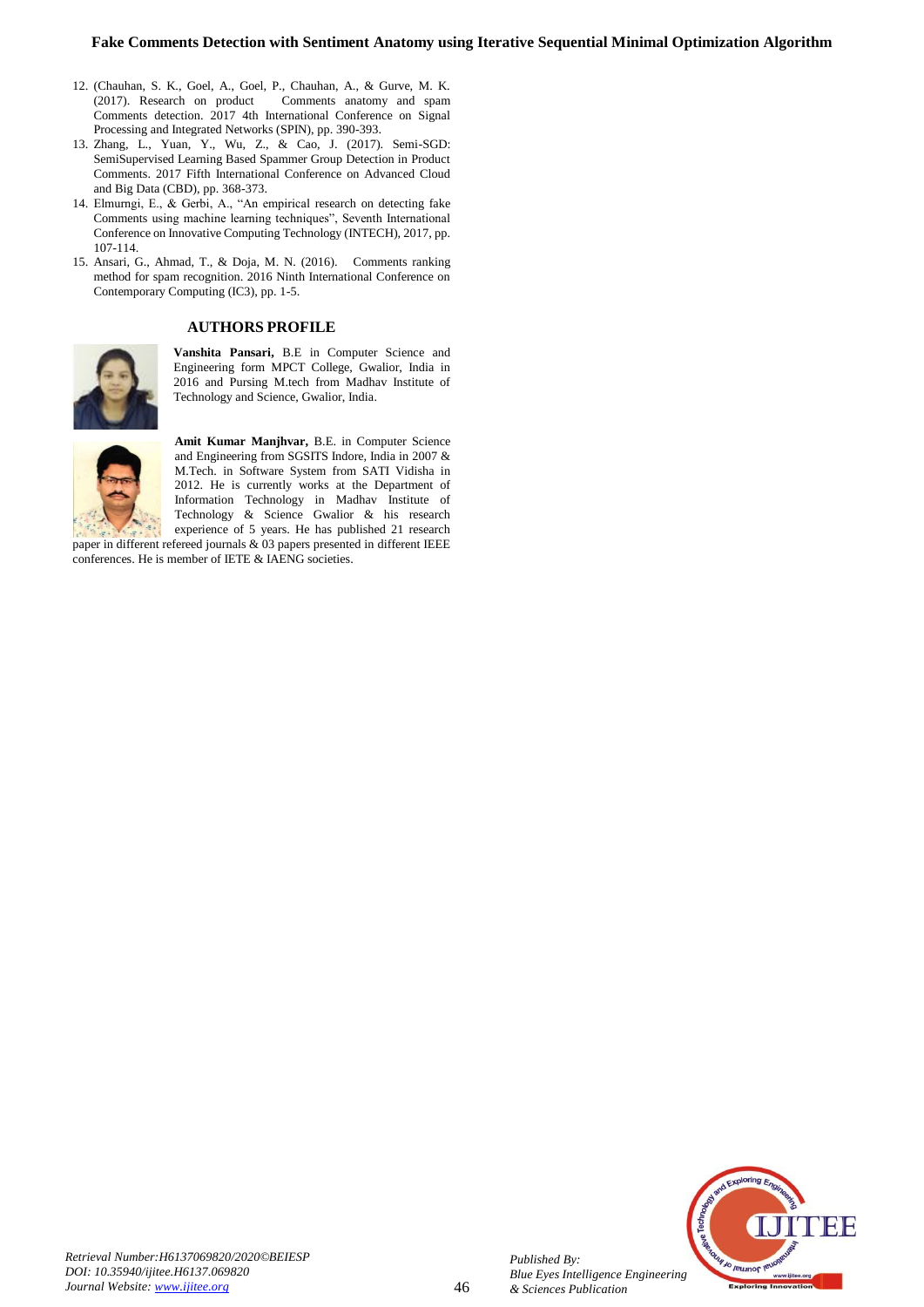12. (Chauhan, S. K., Goel, A., Goel, P., Chauhan, A., & Gurve, M. K. (2017). Research on product Comments anatomy and spam Comments detection. 2017 4th International Conference on Signal Processing and Integrated Networks (SPIN), pp. 390-393.
13. Zhang, L., Yuan, Y., Wu, Z., & Cao, J. (2017). Semi-SGD: SemiSupervised Learning Based Spammer Group Detection in Product Comments. 2017 Fifth International Conference on Advanced Cloud and Big Data (CBD), pp. 368-373.
14. Elmurngi, E., & Gerbi, A., "An empirical research on detecting fake Comments using machine learning techniques", Seventh International Conference on Innovative Computing Technology (INTECH), 2017, pp. 107-114.
15. Ansari, G., Ahmad, T., & Doja, M. N. (2016). Comments ranking method for spam recognition. 2016 Ninth International Conference on Contemporary Computing (IC3), pp. 1-5.

## AUTHORS PROFILE

**Vanshita Pansari,** B.E in Computer Science and Engineering form MPCT College, Gwalior, India in 2016 and Pursing M.tech from Madhav Institute of Technology and Science, Gwalior, India.

**Amit Kumar Manjhvar,** B.E. in Computer Science and Engineering from SGSITS Indore, India in 2007 & M.Tech. in Software System from SATI Vidisha in 2012. He is currently works at the Department of Information Technology in Madhav Institute of Technology & Science Gwalior & his research experience of 5 years. He has published 21 research paper in different refereed journals & 03 papers presented in different IEEE conferences. He is member of IETE & IAENG societies.